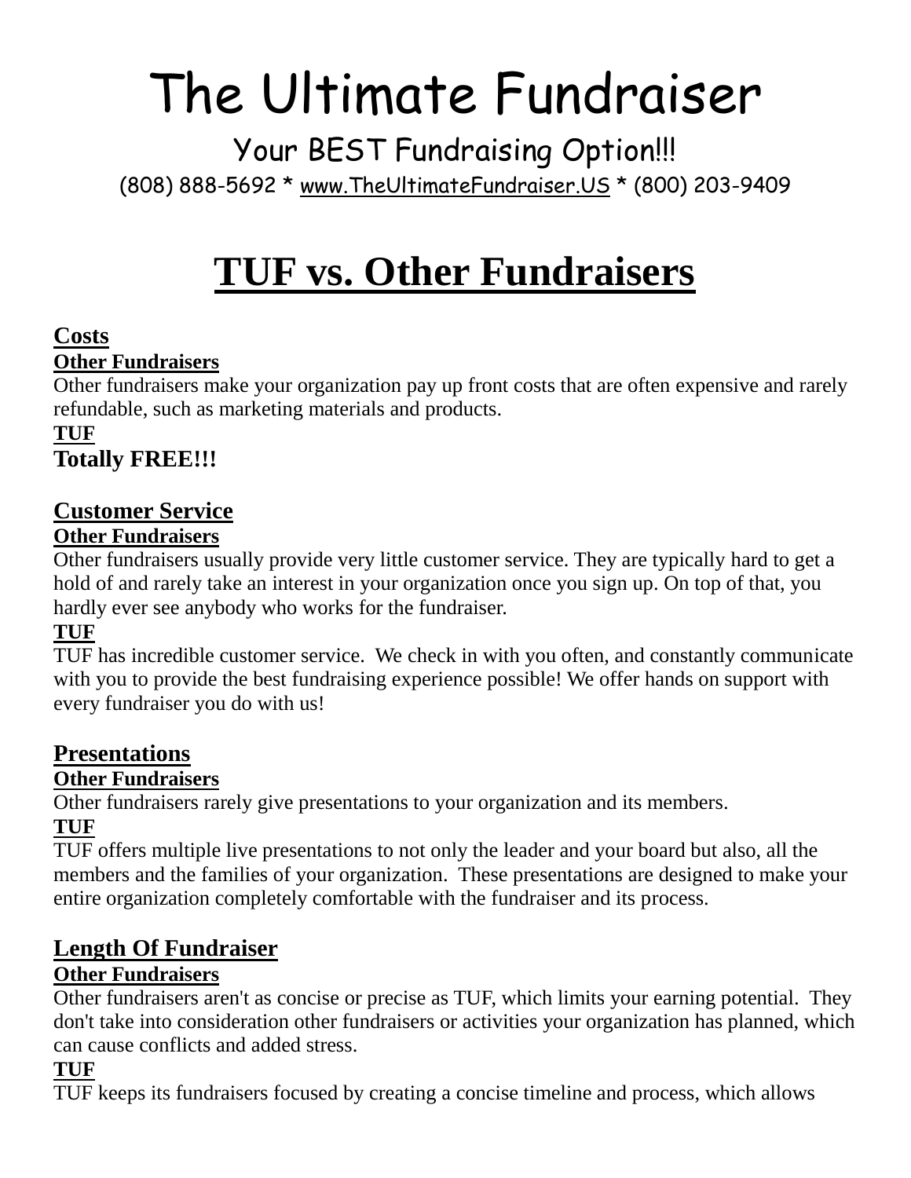# The Ultimate Fundraiser

## Your BEST Fundraising Option!!!

(808) 888-5692 * www.TheUltimateFundraiser.US * (800) 203-9409

# TUF vs. Other Fundraisers

### Costs

**Other Fundraisers**

Other fundraisers make your organization pay up front costs that are often expensive and rarely refundable, such as marketing materials and products.

**TUF**

**Totally FREE!!!**

### Customer Service

**Other Fundraisers**

Other fundraisers usually provide very little customer service. They are typically hard to get a hold of and rarely take an interest in your organization once you sign up. On top of that, you hardly ever see anybody who works for the fundraiser.

**TUF**

TUF has incredible customer service. We check in with you often, and constantly communicate with you to provide the best fundraising experience possible! We offer hands on support with every fundraiser you do with us!

### Presentations

**Other Fundraisers**

Other fundraisers rarely give presentations to your organization and its members.

**TUF**

TUF offers multiple live presentations to not only the leader and your board but also, all the members and the families of your organization. These presentations are designed to make your entire organization completely comfortable with the fundraiser and its process.

### Length Of Fundraiser

**Other Fundraisers**

Other fundraisers aren't as concise or precise as TUF, which limits your earning potential. They don't take into consideration other fundraisers or activities your organization has planned, which can cause conflicts and added stress.

**TUF**

TUF keeps its fundraisers focused by creating a concise timeline and process, which allows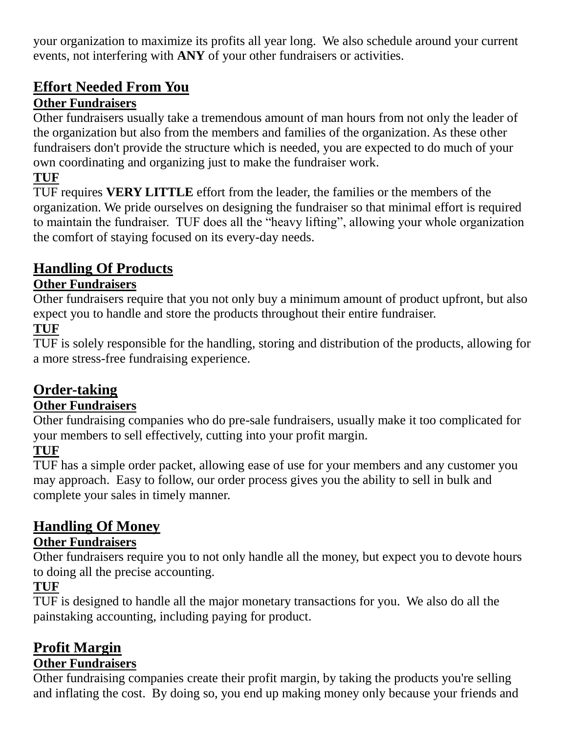your organization to maximize its profits all year long. We also schedule around your current events, not interfering with **ANY** of your other fundraisers or activities.

## Effort Needed From You

### Other Fundraisers

Other fundraisers usually take a tremendous amount of man hours from not only the leader of the organization but also from the members and families of the organization. As these other fundraisers don't provide the structure which is needed, you are expected to do much of your own coordinating and organizing just to make the fundraiser work.

### TUF

TUF requires **VERY LITTLE** effort from the leader, the families or the members of the organization. We pride ourselves on designing the fundraiser so that minimal effort is required to maintain the fundraiser. TUF does all the “heavy lifting”, allowing your whole organization the comfort of staying focused on its every-day needs.

## Handling Of Products

### Other Fundraisers

Other fundraisers require that you not only buy a minimum amount of product upfront, but also expect you to handle and store the products throughout their entire fundraiser.

### TUF

TUF is solely responsible for the handling, storing and distribution of the products, allowing for a more stress-free fundraising experience.

## Order-taking

### Other Fundraisers

Other fundraising companies who do pre-sale fundraisers, usually make it too complicated for your members to sell effectively, cutting into your profit margin.

### TUF

TUF has a simple order packet, allowing ease of use for your members and any customer you may approach. Easy to follow, our order process gives you the ability to sell in bulk and complete your sales in timely manner.

## Handling Of Money

### Other Fundraisers

Other fundraisers require you to not only handle all the money, but expect you to devote hours to doing all the precise accounting.

### TUF

TUF is designed to handle all the major monetary transactions for you. We also do all the painstaking accounting, including paying for product.

## Profit Margin

### Other Fundraisers

Other fundraising companies create their profit margin, by taking the products you're selling and inflating the cost. By doing so, you end up making money only because your friends and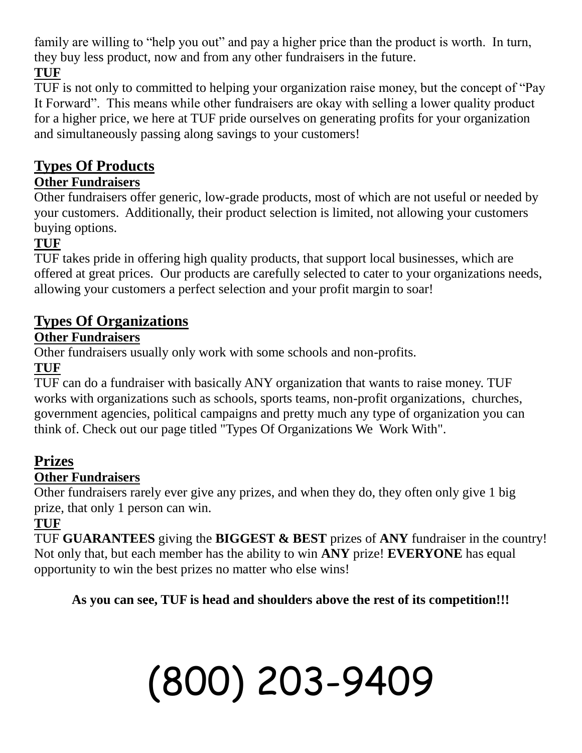family are willing to "help you out" and pay a higher price than the product is worth. In turn, they buy less product, now and from any other fundraisers in the future.

**TUF**

TUF is not only to committed to helping your organization raise money, but the concept of "Pay It Forward". This means while other fundraisers are okay with selling a lower quality product for a higher price, we here at TUF pride ourselves on generating profits for your organization and simultaneously passing along savings to your customers!

## Types Of Products

**Other Fundraisers**

Other fundraisers offer generic, low-grade products, most of which are not useful or needed by your customers. Additionally, their product selection is limited, not allowing your customers buying options.

**TUF**

TUF takes pride in offering high quality products, that support local businesses, which are offered at great prices. Our products are carefully selected to cater to your organizations needs, allowing your customers a perfect selection and your profit margin to soar!

## Types Of Organizations

**Other Fundraisers**

Other fundraisers usually only work with some schools and non-profits.

**TUF**

TUF can do a fundraiser with basically ANY organization that wants to raise money. TUF works with organizations such as schools, sports teams, non-profit organizations, churches, government agencies, political campaigns and pretty much any type of organization you can think of. Check out our page titled "Types Of Organizations We Work With".

## Prizes

**Other Fundraisers**

Other fundraisers rarely ever give any prizes, and when they do, they often only give 1 big prize, that only 1 person can win.

**TUF**

TUF **GUARANTEES** giving the **BIGGEST & BEST** prizes of **ANY** fundraiser in the country! Not only that, but each member has the ability to win **ANY** prize! **EVERYONE** has equal opportunity to win the best prizes no matter who else wins!

**As you can see, TUF is head and shoulders above the rest of its competition!!!**

# (800) 203-9409